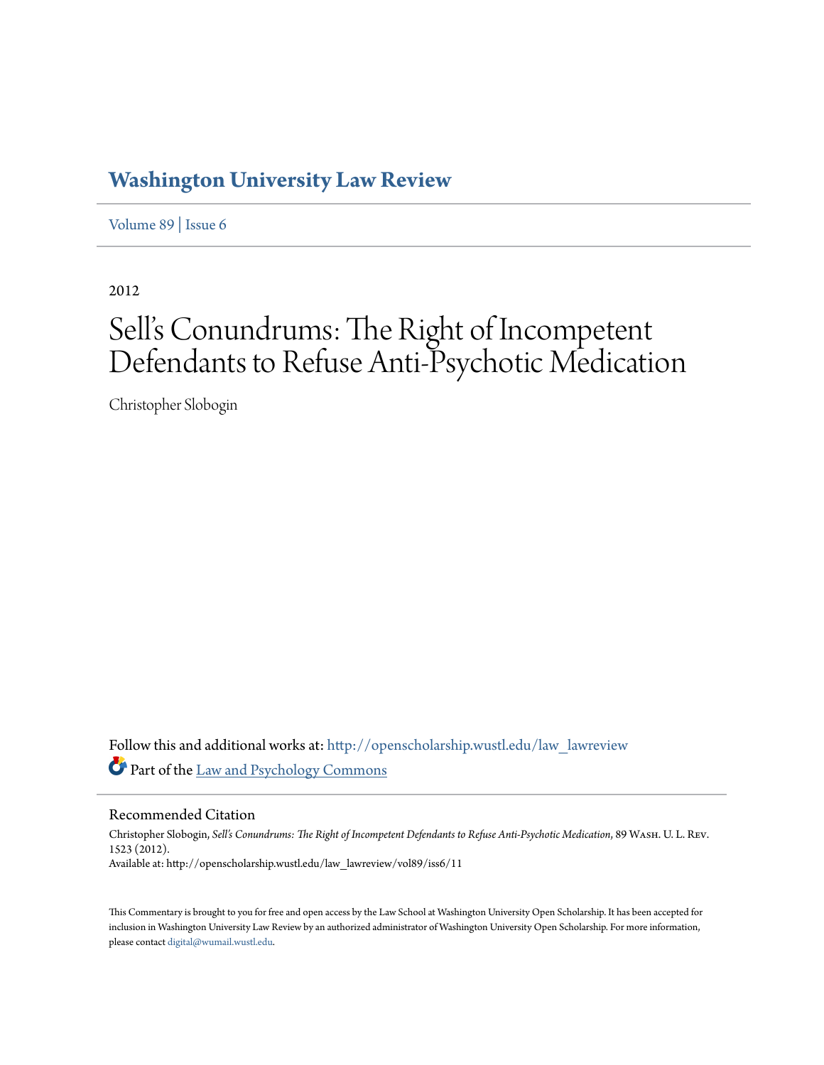# Washington University Law Review

Volume 89 | Issue 6

2012

# Sell's Conundrums: The Right of Incompetent Defendants to Refuse Anti-Psychotic Medication

Christopher Slobogin

Follow this and additional works at: http://openscholarship.wustl.edu/law_lawreview

Part of the Law and Psychology Commons

## Recommended Citation

Christopher Slobogin, *Sell's Conundrums: The Right of Incompetent Defendants to Refuse Anti-Psychotic Medication*, 89 Wash. U. L. Rev. 1523 (2012).
Available at: http://openscholarship.wustl.edu/law_lawreview/vol89/iss6/11

This Commentary is brought to you for free and open access by the Law School at Washington University Open Scholarship. It has been accepted for inclusion in Washington University Law Review by an authorized administrator of Washington University Open Scholarship. For more information, please contact digital@wumail.wustl.edu.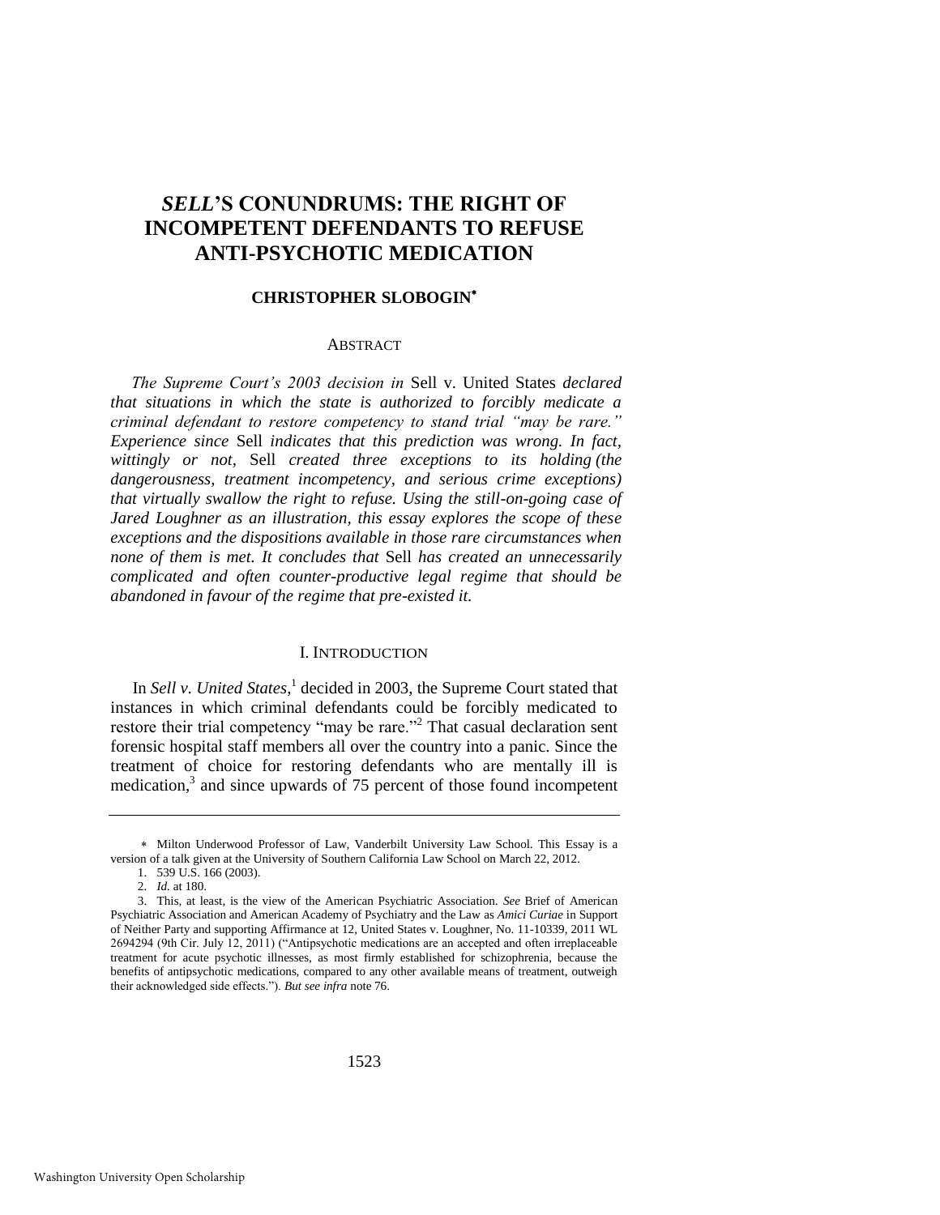# *SELL*'S CONUNDRUMS: THE RIGHT OF INCOMPETENT DEFENDANTS TO REFUSE ANTI-PSYCHOTIC MEDICATION

**CHRISTOPHER SLOBOGIN**[∗]

## ABSTRACT

*The Supreme Court's 2003 decision in* Sell v. United States *declared that situations in which the state is authorized to forcibly medicate a criminal defendant to restore competency to stand trial "may be rare." Experience since* Sell *indicates that this prediction was wrong. In fact, wittingly or not,* Sell *created three exceptions to its holding (the dangerousness, treatment incompetency, and serious crime exceptions) that virtually swallow the right to refuse. Using the still-on-going case of Jared Loughner as an illustration, this essay explores the scope of these exceptions and the dispositions available in those rare circumstances when none of them is met. It concludes that* Sell *has created an unnecessarily complicated and often counter-productive legal regime that should be abandoned in favour of the regime that pre-existed it.*

## I. INTRODUCTION

In *Sell v. United States*,[1] decided in 2003, the Supreme Court stated that instances in which criminal defendants could be forcibly medicated to restore their trial competency "may be rare."[2] That casual declaration sent forensic hospital staff members all over the country into a panic. Since the treatment of choice for restoring defendants who are mentally ill is medication,[3] and since upwards of 75 percent of those found incompetent

---

∗ Milton Underwood Professor of Law, Vanderbilt University Law School. This Essay is a version of a talk given at the University of Southern California Law School on March 22, 2012.

1. 539 U.S. 166 (2003).

2. *Id.* at 180.

3. This, at least, is the view of the American Psychiatric Association. *See* Brief of American Psychiatric Association and American Academy of Psychiatry and the Law as *Amici Curiae* in Support of Neither Party and supporting Affirmance at 12, United States v. Loughner, No. 11-10339, 2011 WL 2694294 (9th Cir. July 12, 2011) ("Antipsychotic medications are an accepted and often irreplaceable treatment for acute psychotic illnesses, as most firmly established for schizophrenia, because the benefits of antipsychotic medications, compared to any other available means of treatment, outweigh their acknowledged side effects."). *But see infra* note 76.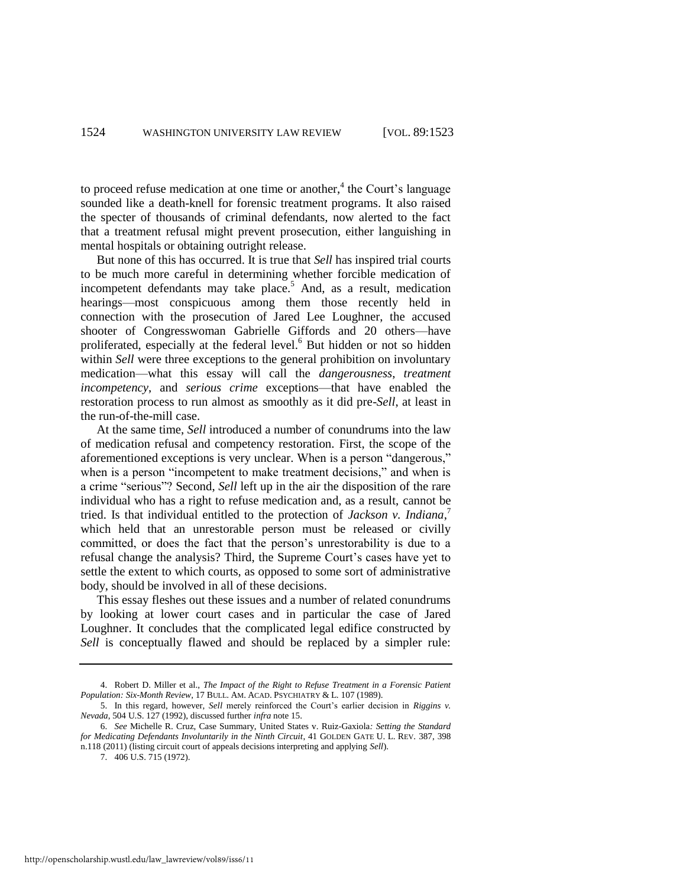to proceed refuse medication at one time or another,[4] the Court's language sounded like a death-knell for forensic treatment programs. It also raised the specter of thousands of criminal defendants, now alerted to the fact that a treatment refusal might prevent prosecution, either languishing in mental hospitals or obtaining outright release.

But none of this has occurred. It is true that *Sell* has inspired trial courts to be much more careful in determining whether forcible medication of incompetent defendants may take place.[5] And, as a result, medication hearings—most conspicuous among them those recently held in connection with the prosecution of Jared Lee Loughner, the accused shooter of Congresswoman Gabrielle Giffords and 20 others—have proliferated, especially at the federal level.[6] But hidden or not so hidden within *Sell* were three exceptions to the general prohibition on involuntary medication—what this essay will call the *dangerousness*, *treatment incompetency*, and *serious crime* exceptions—that have enabled the restoration process to run almost as smoothly as it did pre-*Sell*, at least in the run-of-the-mill case.

At the same time, *Sell* introduced a number of conundrums into the law of medication refusal and competency restoration. First, the scope of the aforementioned exceptions is very unclear. When is a person "dangerous," when is a person "incompetent to make treatment decisions," and when is a crime "serious"? Second, *Sell* left up in the air the disposition of the rare individual who has a right to refuse medication and, as a result, cannot be tried. Is that individual entitled to the protection of *Jackson v. Indiana*,[7] which held that an unrestorable person must be released or civilly committed, or does the fact that the person's unrestorability is due to a refusal change the analysis? Third, the Supreme Court's cases have yet to settle the extent to which courts, as opposed to some sort of administrative body, should be involved in all of these decisions.

This essay fleshes out these issues and a number of related conundrums by looking at lower court cases and in particular the case of Jared Loughner. It concludes that the complicated legal edifice constructed by *Sell* is conceptually flawed and should be replaced by a simpler rule:

---

4. Robert D. Miller et al., *The Impact of the Right to Refuse Treatment in a Forensic Patient Population: Six-Month Review*, 17 BULL. AM. ACAD. PSYCHIATRY & L. 107 (1989).

5. In this regard, however, *Sell* merely reinforced the Court's earlier decision in *Riggins v. Nevada*, 504 U.S. 127 (1992), discussed further *infra* note 15.

6. *See* Michelle R. Cruz, Case Summary, United States v. Ruiz-Gaxiola*: Setting the Standard for Medicating Defendants Involuntarily in the Ninth Circuit*, 41 GOLDEN GATE U. L. REV. 387, 398 n.118 (2011) (listing circuit court of appeals decisions interpreting and applying *Sell*).

7. 406 U.S. 715 (1972).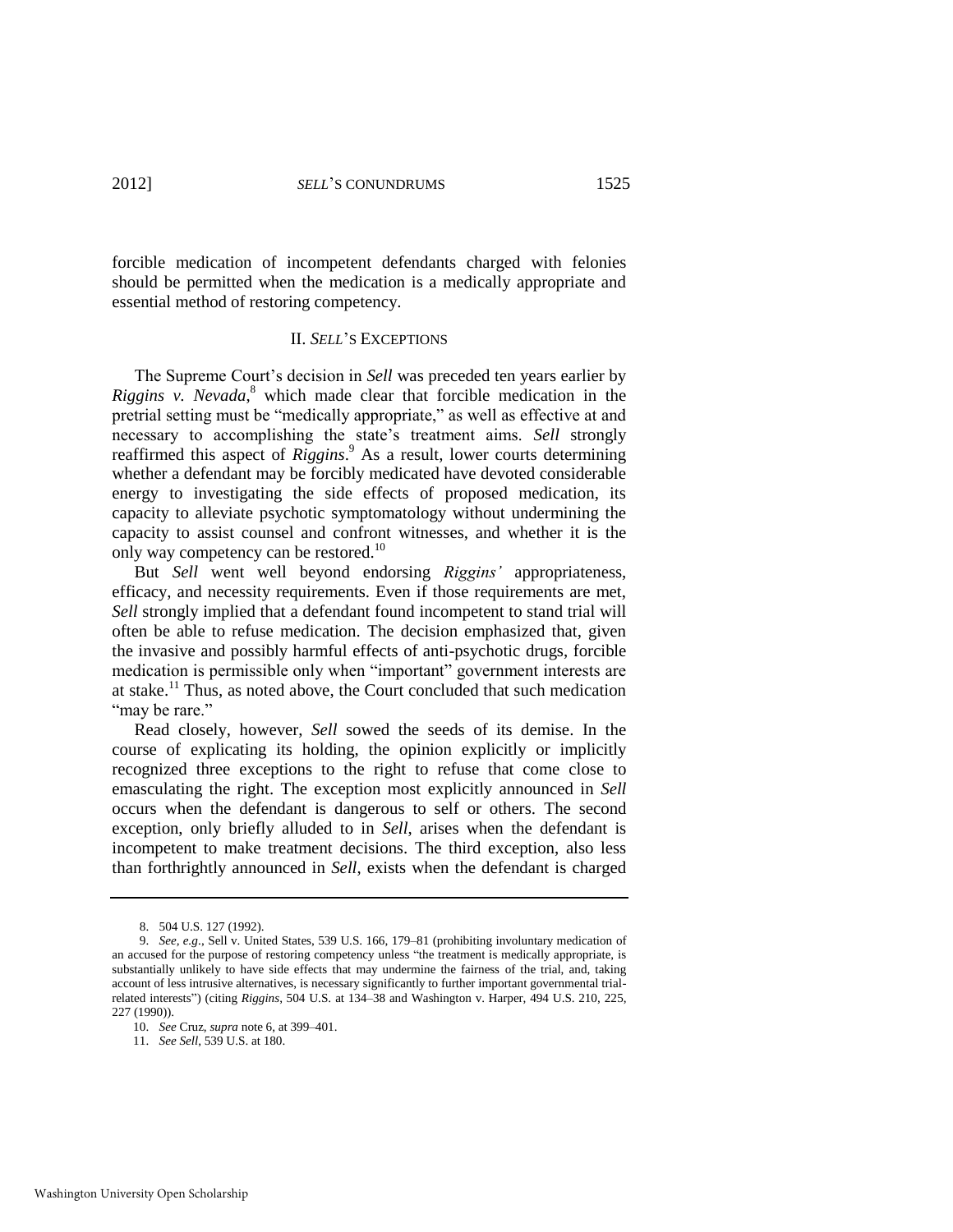forcible medication of incompetent defendants charged with felonies should be permitted when the medication is a medically appropriate and essential method of restoring competency.

## II. *SELL*'S EXCEPTIONS

The Supreme Court's decision in *Sell* was preceded ten years earlier by *Riggins v. Nevada*,[8] which made clear that forcible medication in the pretrial setting must be "medically appropriate," as well as effective at and necessary to accomplishing the state's treatment aims. *Sell* strongly reaffirmed this aspect of *Riggins*.[9] As a result, lower courts determining whether a defendant may be forcibly medicated have devoted considerable energy to investigating the side effects of proposed medication, its capacity to alleviate psychotic symptomatology without undermining the capacity to assist counsel and confront witnesses, and whether it is the only way competency can be restored.[10]

But *Sell* went well beyond endorsing *Riggins'* appropriateness, efficacy, and necessity requirements. Even if those requirements are met, *Sell* strongly implied that a defendant found incompetent to stand trial will often be able to refuse medication. The decision emphasized that, given the invasive and possibly harmful effects of anti-psychotic drugs, forcible medication is permissible only when "important" government interests are at stake.[11] Thus, as noted above, the Court concluded that such medication "may be rare."

Read closely, however, *Sell* sowed the seeds of its demise. In the course of explicating its holding, the opinion explicitly or implicitly recognized three exceptions to the right to refuse that come close to emasculating the right. The exception most explicitly announced in *Sell* occurs when the defendant is dangerous to self or others. The second exception, only briefly alluded to in *Sell*, arises when the defendant is incompetent to make treatment decisions. The third exception, also less than forthrightly announced in *Sell*, exists when the defendant is charged

---

8. 504 U.S. 127 (1992).

9. *See, e.g.*, Sell v. United States, 539 U.S. 166, 179–81 (prohibiting involuntary medication of an accused for the purpose of restoring competency unless "the treatment is medically appropriate, is substantially unlikely to have side effects that may undermine the fairness of the trial, and, taking account of less intrusive alternatives, is necessary significantly to further important governmental trial-related interests") (citing *Riggins*, 504 U.S. at 134–38 and Washington v. Harper, 494 U.S. 210, 225, 227 (1990)).

10. *See* Cruz, *supra* note 6, at 399–401.

11. *See Sell*, 539 U.S. at 180.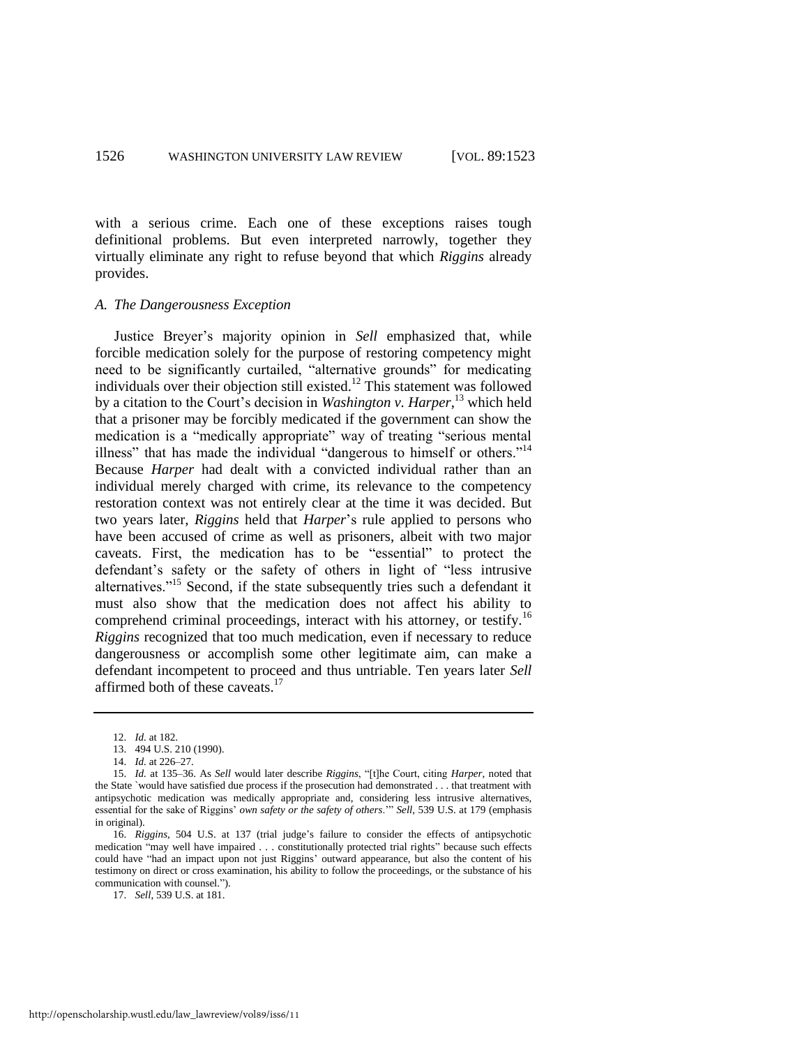with a serious crime. Each one of these exceptions raises tough definitional problems. But even interpreted narrowly, together they virtually eliminate any right to refuse beyond that which *Riggins* already provides.

### *A. The Dangerousness Exception*

Justice Breyer's majority opinion in *Sell* emphasized that, while forcible medication solely for the purpose of restoring competency might need to be significantly curtailed, "alternative grounds" for medicating individuals over their objection still existed.[12] This statement was followed by a citation to the Court's decision in *Washington v. Harper*,[13] which held that a prisoner may be forcibly medicated if the government can show the medication is a "medically appropriate" way of treating "serious mental illness" that has made the individual "dangerous to himself or others."[14] Because *Harper* had dealt with a convicted individual rather than an individual merely charged with crime, its relevance to the competency restoration context was not entirely clear at the time it was decided. But two years later, *Riggins* held that *Harper*'s rule applied to persons who have been accused of crime as well as prisoners, albeit with two major caveats. First, the medication has to be "essential" to protect the defendant's safety or the safety of others in light of "less intrusive alternatives."[15] Second, if the state subsequently tries such a defendant it must also show that the medication does not affect his ability to comprehend criminal proceedings, interact with his attorney, or testify.[16] *Riggins* recognized that too much medication, even if necessary to reduce dangerousness or accomplish some other legitimate aim, can make a defendant incompetent to proceed and thus untriable. Ten years later *Sell* affirmed both of these caveats.[17]

---

12. *Id.* at 182.

13. 494 U.S. 210 (1990).

14. *Id.* at 226–27.

15. *Id.* at 135–36. As *Sell* would later describe *Riggins*, "[t]he Court, citing *Harper*, noted that the State `would have satisfied due process if the prosecution had demonstrated . . . that treatment with antipsychotic medication was medically appropriate and, considering less intrusive alternatives, essential for the sake of Riggins' *own safety or the safety of others*.'" *Sell*, 539 U.S. at 179 (emphasis in original).

16. *Riggins*, 504 U.S. at 137 (trial judge's failure to consider the effects of antipsychotic medication "may well have impaired . . . constitutionally protected trial rights" because such effects could have "had an impact upon not just Riggins' outward appearance, but also the content of his testimony on direct or cross examination, his ability to follow the proceedings, or the substance of his communication with counsel.").

17. *Sell*, 539 U.S. at 181.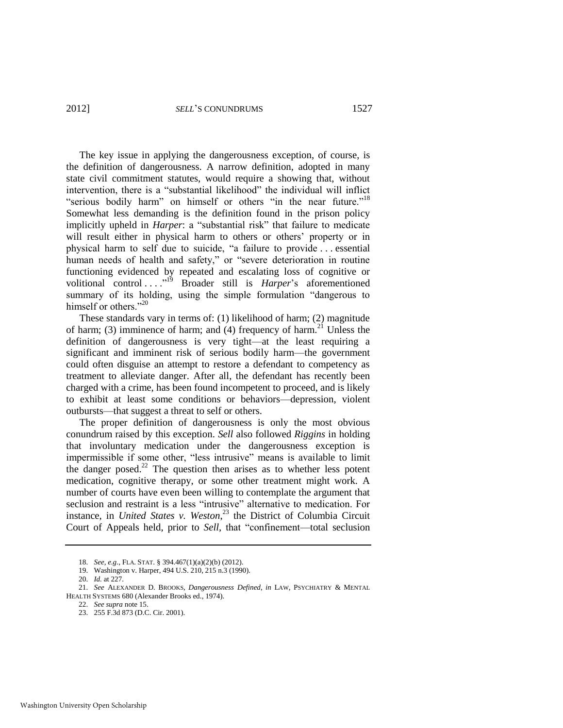The key issue in applying the dangerousness exception, of course, is the definition of dangerousness. A narrow definition, adopted in many state civil commitment statutes, would require a showing that, without intervention, there is a "substantial likelihood" the individual will inflict "serious bodily harm" on himself or others "in the near future."[18] Somewhat less demanding is the definition found in the prison policy implicitly upheld in *Harper*: a "substantial risk" that failure to medicate will result either in physical harm to others or others' property or in physical harm to self due to suicide, "a failure to provide . . . essential human needs of health and safety," or "severe deterioration in routine functioning evidenced by repeated and escalating loss of cognitive or volitional control . . . ."[19] Broader still is *Harper*'s aforementioned summary of its holding, using the simple formulation "dangerous to himself or others."[20]

These standards vary in terms of: (1) likelihood of harm; (2) magnitude of harm; (3) imminence of harm; and (4) frequency of harm.[21] Unless the definition of dangerousness is very tight—at the least requiring a significant and imminent risk of serious bodily harm—the government could often disguise an attempt to restore a defendant to competency as treatment to alleviate danger. After all, the defendant has recently been charged with a crime, has been found incompetent to proceed, and is likely to exhibit at least some conditions or behaviors—depression, violent outbursts—that suggest a threat to self or others.

The proper definition of dangerousness is only the most obvious conundrum raised by this exception. *Sell* also followed *Riggins* in holding that involuntary medication under the dangerousness exception is impermissible if some other, "less intrusive" means is available to limit the danger posed.[22] The question then arises as to whether less potent medication, cognitive therapy, or some other treatment might work. A number of courts have even been willing to contemplate the argument that seclusion and restraint is a less "intrusive" alternative to medication. For instance, in *United States v. Weston*,[23] the District of Columbia Circuit Court of Appeals held, prior to *Sell*, that "confinement—total seclusion

---

18. *See, e.g.*, FLA. STAT. § 394.467(1)(a)(2)(b) (2012).

19. Washington v. Harper, 494 U.S. 210, 215 n.3 (1990).

20. *Id.* at 227.

21. *See* ALEXANDER D. BROOKS, *Dangerousness Defined*, *in* LAW, PSYCHIATRY & MENTAL HEALTH SYSTEMS 680 (Alexander Brooks ed., 1974).

22. *See supra* note 15.

23. 255 F.3d 873 (D.C. Cir. 2001).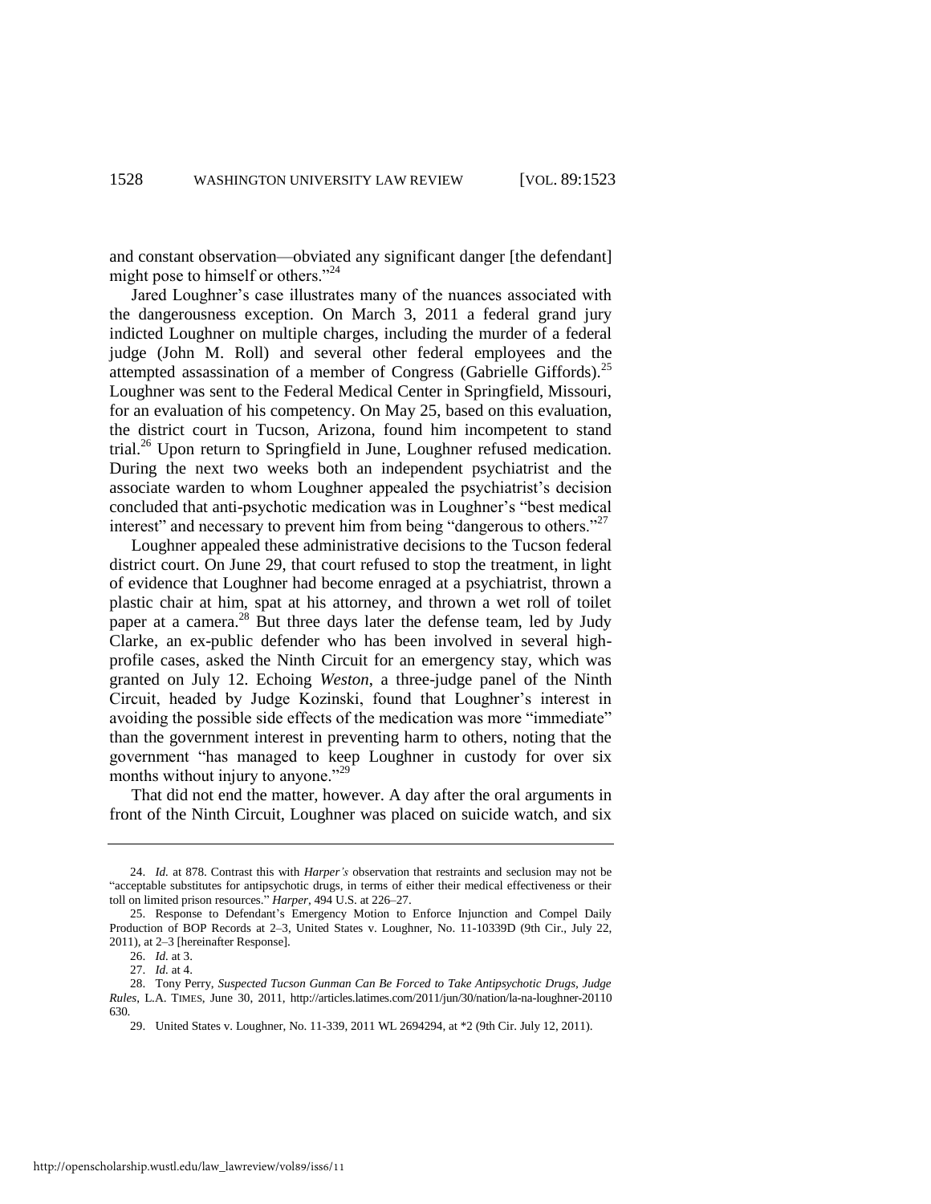and constant observation—obviated any significant danger [the defendant] might pose to himself or others."[24]

Jared Loughner's case illustrates many of the nuances associated with the dangerousness exception. On March 3, 2011 a federal grand jury indicted Loughner on multiple charges, including the murder of a federal judge (John M. Roll) and several other federal employees and the attempted assassination of a member of Congress (Gabrielle Giffords).[25] Loughner was sent to the Federal Medical Center in Springfield, Missouri, for an evaluation of his competency. On May 25, based on this evaluation, the district court in Tucson, Arizona, found him incompetent to stand trial.[26] Upon return to Springfield in June, Loughner refused medication. During the next two weeks both an independent psychiatrist and the associate warden to whom Loughner appealed the psychiatrist's decision concluded that anti-psychotic medication was in Loughner's "best medical interest" and necessary to prevent him from being "dangerous to others."[27]

Loughner appealed these administrative decisions to the Tucson federal district court. On June 29, that court refused to stop the treatment, in light of evidence that Loughner had become enraged at a psychiatrist, thrown a plastic chair at him, spat at his attorney, and thrown a wet roll of toilet paper at a camera.[28] But three days later the defense team, led by Judy Clarke, an ex-public defender who has been involved in several high-profile cases, asked the Ninth Circuit for an emergency stay, which was granted on July 12. Echoing *Weston*, a three-judge panel of the Ninth Circuit, headed by Judge Kozinski, found that Loughner's interest in avoiding the possible side effects of the medication was more "immediate" than the government interest in preventing harm to others, noting that the government "has managed to keep Loughner in custody for over six months without injury to anyone."[29]

That did not end the matter, however. A day after the oral arguments in front of the Ninth Circuit, Loughner was placed on suicide watch, and six

---

24. *Id.* at 878. Contrast this with *Harper's* observation that restraints and seclusion may not be "acceptable substitutes for antipsychotic drugs, in terms of either their medical effectiveness or their toll on limited prison resources." *Harper*, 494 U.S. at 226–27.

25. Response to Defendant's Emergency Motion to Enforce Injunction and Compel Daily Production of BOP Records at 2–3, United States v. Loughner, No. 11-10339D (9th Cir., July 22, 2011), at 2–3 [hereinafter Response].

26. *Id.* at 3.

27. *Id.* at 4.

28. Tony Perry, *Suspected Tucson Gunman Can Be Forced to Take Antipsychotic Drugs, Judge Rules*, L.A. TIMES, June 30, 2011, http://articles.latimes.com/2011/jun/30/nation/la-na-loughner-20110630.

29. United States v. Loughner, No. 11-339, 2011 WL 2694294, at *2 (9th Cir. July 12, 2011).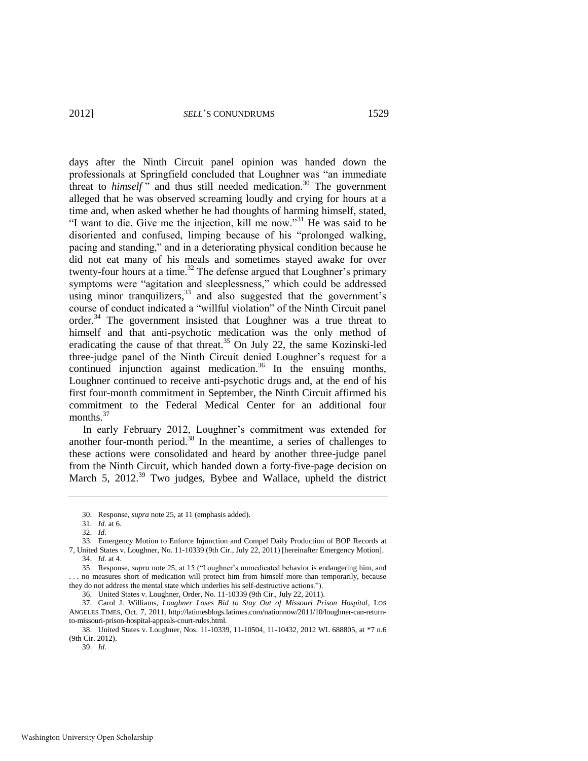days after the Ninth Circuit panel opinion was handed down the professionals at Springfield concluded that Loughner was "an immediate threat to *himself*" and thus still needed medication.[30] The government alleged that he was observed screaming loudly and crying for hours at a time and, when asked whether he had thoughts of harming himself, stated, "I want to die. Give me the injection, kill me now."[31] He was said to be disoriented and confused, limping because of his "prolonged walking, pacing and standing," and in a deteriorating physical condition because he did not eat many of his meals and sometimes stayed awake for over twenty-four hours at a time.[32] The defense argued that Loughner's primary symptoms were "agitation and sleeplessness," which could be addressed using minor tranquilizers,[33] and also suggested that the government's course of conduct indicated a "willful violation" of the Ninth Circuit panel order.[34] The government insisted that Loughner was a true threat to himself and that anti-psychotic medication was the only method of eradicating the cause of that threat.[35] On July 22, the same Kozinski-led three-judge panel of the Ninth Circuit denied Loughner's request for a continued injunction against medication.[36] In the ensuing months, Loughner continued to receive anti-psychotic drugs and, at the end of his first four-month commitment in September, the Ninth Circuit affirmed his commitment to the Federal Medical Center for an additional four months.[37]

In early February 2012, Loughner's commitment was extended for another four-month period.[38] In the meantime, a series of challenges to these actions were consolidated and heard by another three-judge panel from the Ninth Circuit, which handed down a forty-five-page decision on March 5, 2012.[39] Two judges, Bybee and Wallace, upheld the district

---

30. Response, *supra* note 25, at 11 (emphasis added).

31. *Id.* at 6.

32. *Id.*

33. Emergency Motion to Enforce Injunction and Compel Daily Production of BOP Records at 7, United States v. Loughner, No. 11-10339 (9th Cir., July 22, 2011) [hereinafter Emergency Motion].

34. *Id.* at 4.

35. Response, *supra* note 25, at 15 ("Loughner's unmedicated behavior is endangering him, and . . . no measures short of medication will protect him from himself more than temporarily, because they do not address the mental state which underlies his self-destructive actions.").

36. United States v. Loughner, Order, No. 11-10339 (9th Cir., July 22, 2011).

37. Carol J. Williams, *Loughner Loses Bid to Stay Out of Missouri Prison Hospital*, LOS ANGELES TIMES, Oct. 7, 2011, http://latimesblogs.latimes.com/nationnow/2011/10/loughner-can-return-to-missouri-prison-hospital-appeals-court-rules.html.

38. United States v. Loughner, Nos. 11-10339, 11-10504, 11-10432, 2012 WL 688805, at *7 n.6 (9th Cir. 2012).

39. *Id.*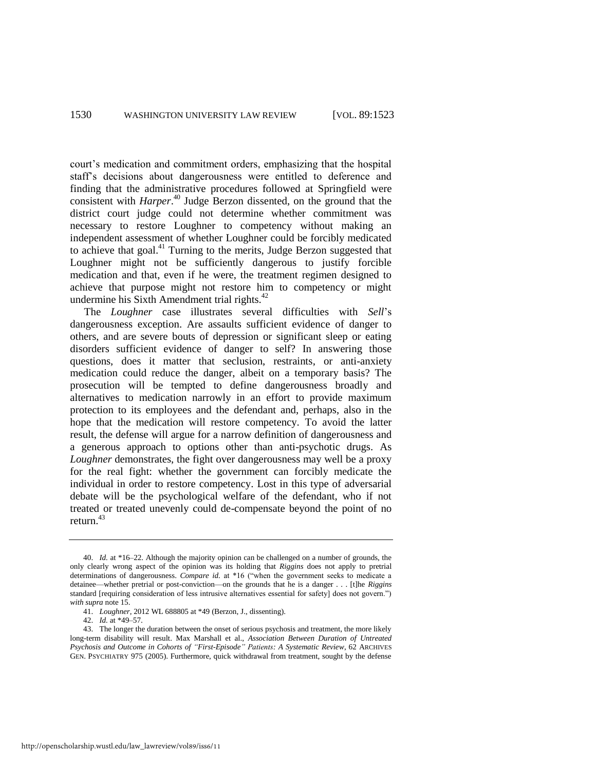court's medication and commitment orders, emphasizing that the hospital staff's decisions about dangerousness were entitled to deference and finding that the administrative procedures followed at Springfield were consistent with *Harper*.[40] Judge Berzon dissented, on the ground that the district court judge could not determine whether commitment was necessary to restore Loughner to competency without making an independent assessment of whether Loughner could be forcibly medicated to achieve that goal.[41] Turning to the merits, Judge Berzon suggested that Loughner might not be sufficiently dangerous to justify forcible medication and that, even if he were, the treatment regimen designed to achieve that purpose might not restore him to competency or might undermine his Sixth Amendment trial rights.[42]

The *Loughner* case illustrates several difficulties with *Sell*'s dangerousness exception. Are assaults sufficient evidence of danger to others, and are severe bouts of depression or significant sleep or eating disorders sufficient evidence of danger to self? In answering those questions, does it matter that seclusion, restraints, or anti-anxiety medication could reduce the danger, albeit on a temporary basis? The prosecution will be tempted to define dangerousness broadly and alternatives to medication narrowly in an effort to provide maximum protection to its employees and the defendant and, perhaps, also in the hope that the medication will restore competency. To avoid the latter result, the defense will argue for a narrow definition of dangerousness and a generous approach to options other than anti-psychotic drugs. As *Loughner* demonstrates, the fight over dangerousness may well be a proxy for the real fight: whether the government can forcibly medicate the individual in order to restore competency. Lost in this type of adversarial debate will be the psychological welfare of the defendant, who if not treated or treated unevenly could de-compensate beyond the point of no return.[43]

---

40. *Id.* at *16–22. Although the majority opinion can be challenged on a number of grounds, the only clearly wrong aspect of the opinion was its holding that *Riggins* does not apply to pretrial determinations of dangerousness. *Compare id.* at *16 ("when the government seeks to medicate a detainee—whether pretrial or post-conviction—on the grounds that he is a danger . . . [t]he *Riggins* standard [requiring consideration of less intrusive alternatives essential for safety] does not govern.") *with supra* note 15.

41. *Loughner*, 2012 WL 688805 at *49 (Berzon, J., dissenting).

42. *Id.* at *49–57.

43. The longer the duration between the onset of serious psychosis and treatment, the more likely long-term disability will result. Max Marshall et al., *Association Between Duration of Untreated Psychosis and Outcome in Cohorts of "First-Episode" Patients: A Systematic Review*, 62 ARCHIVES GEN. PSYCHIATRY 975 (2005). Furthermore, quick withdrawal from treatment, sought by the defense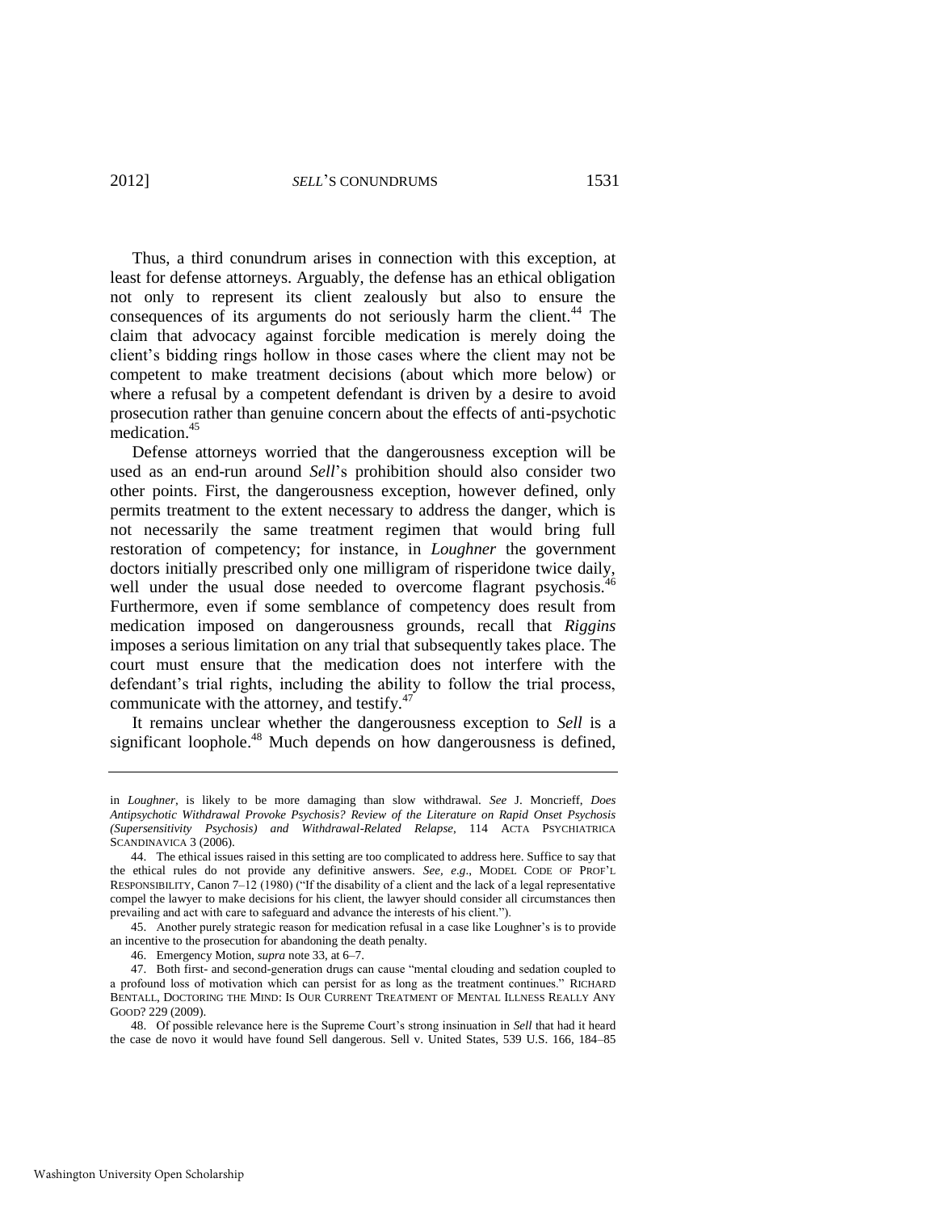Thus, a third conundrum arises in connection with this exception, at least for defense attorneys. Arguably, the defense has an ethical obligation not only to represent its client zealously but also to ensure the consequences of its arguments do not seriously harm the client.[44] The claim that advocacy against forcible medication is merely doing the client's bidding rings hollow in those cases where the client may not be competent to make treatment decisions (about which more below) or where a refusal by a competent defendant is driven by a desire to avoid prosecution rather than genuine concern about the effects of anti-psychotic medication.[45]

Defense attorneys worried that the dangerousness exception will be used as an end-run around *Sell*'s prohibition should also consider two other points. First, the dangerousness exception, however defined, only permits treatment to the extent necessary to address the danger, which is not necessarily the same treatment regimen that would bring full restoration of competency; for instance, in *Loughner* the government doctors initially prescribed only one milligram of risperidone twice daily, well under the usual dose needed to overcome flagrant psychosis.[46] Furthermore, even if some semblance of competency does result from medication imposed on dangerousness grounds, recall that *Riggins* imposes a serious limitation on any trial that subsequently takes place. The court must ensure that the medication does not interfere with the defendant's trial rights, including the ability to follow the trial process, communicate with the attorney, and testify.[47]

It remains unclear whether the dangerousness exception to *Sell* is a significant loophole.[48] Much depends on how dangerousness is defined,

---

in *Loughner*, is likely to be more damaging than slow withdrawal. *See* J. Moncrieff, *Does Antipsychotic Withdrawal Provoke Psychosis? Review of the Literature on Rapid Onset Psychosis (Supersensitivity Psychosis) and Withdrawal-Related Relapse*, 114 ACTA PSYCHIATRICA SCANDINAVICA 3 (2006).

44. The ethical issues raised in this setting are too complicated to address here. Suffice to say that the ethical rules do not provide any definitive answers. *See, e.g.*, MODEL CODE OF PROF'L RESPONSIBILITY, Canon 7–12 (1980) ("If the disability of a client and the lack of a legal representative compel the lawyer to make decisions for his client, the lawyer should consider all circumstances then prevailing and act with care to safeguard and advance the interests of his client.").

45. Another purely strategic reason for medication refusal in a case like Loughner's is to provide an incentive to the prosecution for abandoning the death penalty.

46. Emergency Motion, *supra* note 33, at 6–7.

47. Both first- and second-generation drugs can cause "mental clouding and sedation coupled to a profound loss of motivation which can persist for as long as the treatment continues." RICHARD BENTALL, DOCTORING THE MIND: IS OUR CURRENT TREATMENT OF MENTAL ILLNESS REALLY ANY GOOD? 229 (2009).

48. Of possible relevance here is the Supreme Court's strong insinuation in *Sell* that had it heard the case de novo it would have found Sell dangerous. Sell v. United States, 539 U.S. 166, 184–85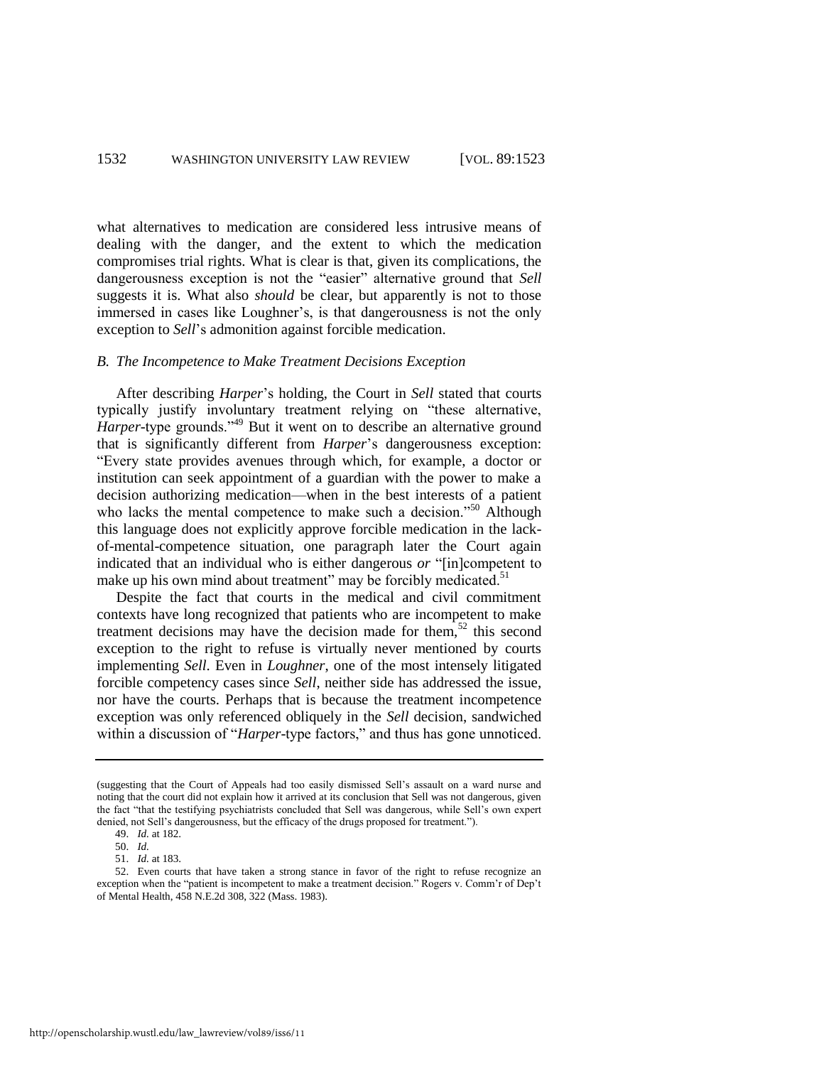what alternatives to medication are considered less intrusive means of dealing with the danger, and the extent to which the medication compromises trial rights. What is clear is that, given its complications, the dangerousness exception is not the "easier" alternative ground that *Sell* suggests it is. What also *should* be clear, but apparently is not to those immersed in cases like Loughner's, is that dangerousness is not the only exception to *Sell*'s admonition against forcible medication.

### *B. The Incompetence to Make Treatment Decisions Exception*

After describing *Harper*'s holding, the Court in *Sell* stated that courts typically justify involuntary treatment relying on "these alternative, *Harper*-type grounds."[49] But it went on to describe an alternative ground that is significantly different from *Harper*'s dangerousness exception: "Every state provides avenues through which, for example, a doctor or institution can seek appointment of a guardian with the power to make a decision authorizing medication—when in the best interests of a patient who lacks the mental competence to make such a decision."[50] Although this language does not explicitly approve forcible medication in the lack-of-mental-competence situation, one paragraph later the Court again indicated that an individual who is either dangerous *or* "[in]competent to make up his own mind about treatment" may be forcibly medicated.[51]

Despite the fact that courts in the medical and civil commitment contexts have long recognized that patients who are incompetent to make treatment decisions may have the decision made for them,[52] this second exception to the right to refuse is virtually never mentioned by courts implementing *Sell*. Even in *Loughner*, one of the most intensely litigated forcible competency cases since *Sell*, neither side has addressed the issue, nor have the courts. Perhaps that is because the treatment incompetence exception was only referenced obliquely in the *Sell* decision, sandwiched within a discussion of "*Harper*-type factors," and thus has gone unnoticed.

---

(suggesting that the Court of Appeals had too easily dismissed Sell's assault on a ward nurse and noting that the court did not explain how it arrived at its conclusion that Sell was not dangerous, given the fact "that the testifying psychiatrists concluded that Sell was dangerous, while Sell's own expert denied, not Sell's dangerousness, but the efficacy of the drugs proposed for treatment.").

49. *Id.* at 182.

50. *Id.*

51. *Id.* at 183.

52. Even courts that have taken a strong stance in favor of the right to refuse recognize an exception when the "patient is incompetent to make a treatment decision." Rogers v. Comm'r of Dep't of Mental Health, 458 N.E.2d 308, 322 (Mass. 1983).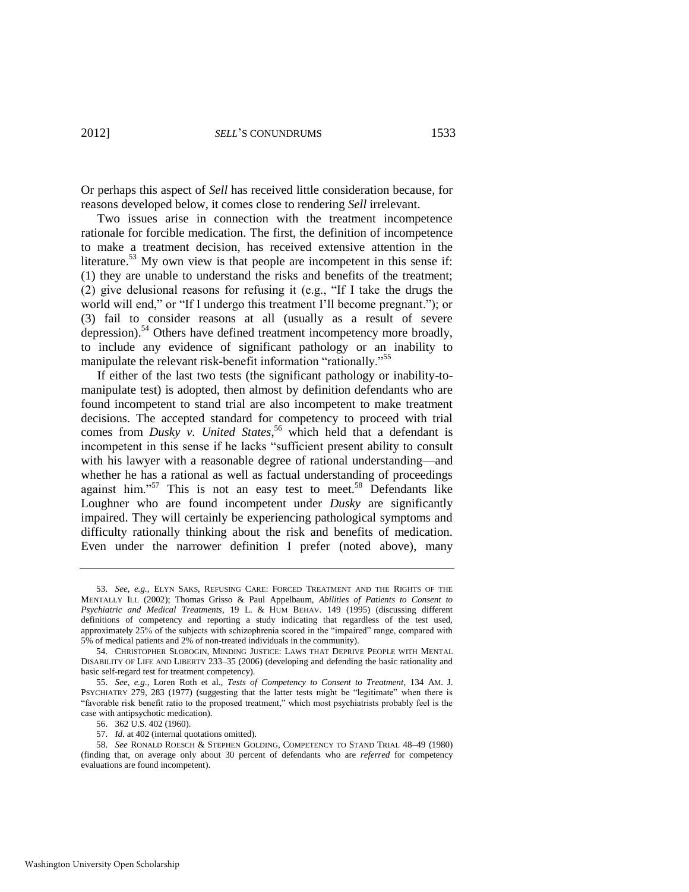Or perhaps this aspect of *Sell* has received little consideration because, for reasons developed below, it comes close to rendering *Sell* irrelevant.

Two issues arise in connection with the treatment incompetence rationale for forcible medication. The first, the definition of incompetence to make a treatment decision, has received extensive attention in the literature.[53] My own view is that people are incompetent in this sense if: (1) they are unable to understand the risks and benefits of the treatment; (2) give delusional reasons for refusing it (e.g., "If I take the drugs the world will end," or "If I undergo this treatment I'll become pregnant."); or (3) fail to consider reasons at all (usually as a result of severe depression).[54] Others have defined treatment incompetency more broadly, to include any evidence of significant pathology or an inability to manipulate the relevant risk-benefit information "rationally."[55]

If either of the last two tests (the significant pathology or inability-to-manipulate test) is adopted, then almost by definition defendants who are found incompetent to stand trial are also incompetent to make treatment decisions. The accepted standard for competency to proceed with trial comes from *Dusky v. United States*,[56] which held that a defendant is incompetent in this sense if he lacks "sufficient present ability to consult with his lawyer with a reasonable degree of rational understanding—and whether he has a rational as well as factual understanding of proceedings against him."[57] This is not an easy test to meet.[58] Defendants like Loughner who are found incompetent under *Dusky* are significantly impaired. They will certainly be experiencing pathological symptoms and difficulty rationally thinking about the risk and benefits of medication. Even under the narrower definition I prefer (noted above), many

---

53. *See, e.g.*, ELYN SAKS, REFUSING CARE: FORCED TREATMENT AND THE RIGHTS OF THE MENTALLY ILL (2002); Thomas Grisso & Paul Appelbaum, *Abilities of Patients to Consent to Psychiatric and Medical Treatments*, 19 L. & HUM BEHAV. 149 (1995) (discussing different definitions of competency and reporting a study indicating that regardless of the test used, approximately 25% of the subjects with schizophrenia scored in the "impaired" range, compared with 5% of medical patients and 2% of non-treated individuals in the community).

54. CHRISTOPHER SLOBOGIN, MINDING JUSTICE: LAWS THAT DEPRIVE PEOPLE WITH MENTAL DISABILITY OF LIFE AND LIBERTY 233–35 (2006) (developing and defending the basic rationality and basic self-regard test for treatment competency).

55. *See, e.g.*, Loren Roth et al., *Tests of Competency to Consent to Treatment*, 134 AM. J. PSYCHIATRY 279, 283 (1977) (suggesting that the latter tests might be "legitimate" when there is "favorable risk benefit ratio to the proposed treatment," which most psychiatrists probably feel is the case with antipsychotic medication).

56. 362 U.S. 402 (1960).

57. *Id.* at 402 (internal quotations omitted).

58. *See* RONALD ROESCH & STEPHEN GOLDING, COMPETENCY TO STAND TRIAL 48–49 (1980) (finding that, on average only about 30 percent of defendants who are *referred* for competency evaluations are found incompetent).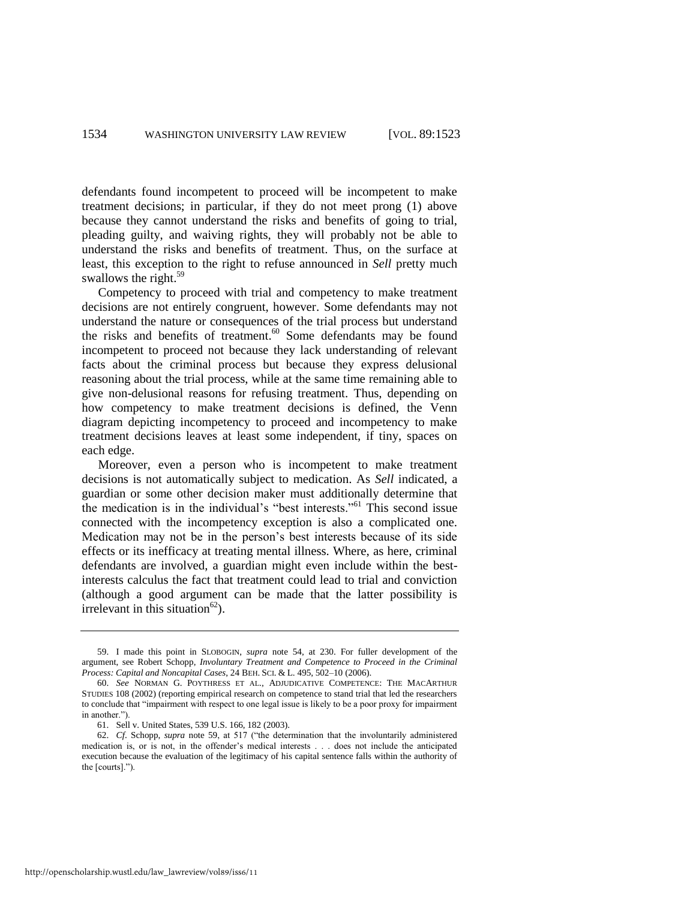defendants found incompetent to proceed will be incompetent to make treatment decisions; in particular, if they do not meet prong (1) above because they cannot understand the risks and benefits of going to trial, pleading guilty, and waiving rights, they will probably not be able to understand the risks and benefits of treatment. Thus, on the surface at least, this exception to the right to refuse announced in *Sell* pretty much swallows the right.[59]

Competency to proceed with trial and competency to make treatment decisions are not entirely congruent, however. Some defendants may not understand the nature or consequences of the trial process but understand the risks and benefits of treatment.[60] Some defendants may be found incompetent to proceed not because they lack understanding of relevant facts about the criminal process but because they express delusional reasoning about the trial process, while at the same time remaining able to give non-delusional reasons for refusing treatment. Thus, depending on how competency to make treatment decisions is defined, the Venn diagram depicting incompetency to proceed and incompetency to make treatment decisions leaves at least some independent, if tiny, spaces on each edge.

Moreover, even a person who is incompetent to make treatment decisions is not automatically subject to medication. As *Sell* indicated, a guardian or some other decision maker must additionally determine that the medication is in the individual's "best interests."[61] This second issue connected with the incompetency exception is also a complicated one. Medication may not be in the person's best interests because of its side effects or its inefficacy at treating mental illness. Where, as here, criminal defendants are involved, a guardian might even include within the best-interests calculus the fact that treatment could lead to trial and conviction (although a good argument can be made that the latter possibility is irrelevant in this situation[62]).

---

59. I made this point in SLOBOGIN, *supra* note 54, at 230. For fuller development of the argument, see Robert Schopp, *Involuntary Treatment and Competence to Proceed in the Criminal Process: Capital and Noncapital Cases*, 24 BEH. SCI. & L. 495, 502–10 (2006).

60. *See* NORMAN G. POYTHRESS ET AL., ADJUDICATIVE COMPETENCE: THE MACARTHUR STUDIES 108 (2002) (reporting empirical research on competence to stand trial that led the researchers to conclude that "impairment with respect to one legal issue is likely to be a poor proxy for impairment in another.").

61. Sell v. United States, 539 U.S. 166, 182 (2003).

62. *Cf*. Schopp, *supra* note 59, at 517 ("the determination that the involuntarily administered medication is, or is not, in the offender's medical interests . . . does not include the anticipated execution because the evaluation of the legitimacy of his capital sentence falls within the authority of the [courts].").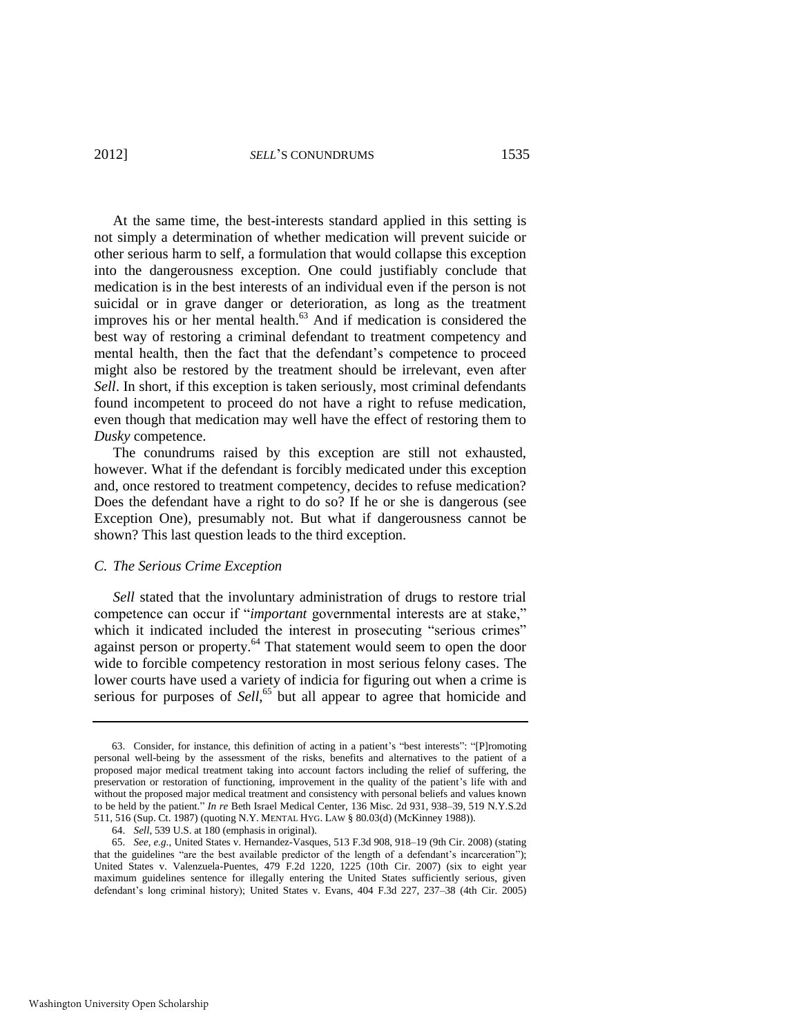At the same time, the best-interests standard applied in this setting is not simply a determination of whether medication will prevent suicide or other serious harm to self, a formulation that would collapse this exception into the dangerousness exception. One could justifiably conclude that medication is in the best interests of an individual even if the person is not suicidal or in grave danger or deterioration, as long as the treatment improves his or her mental health.[63] And if medication is considered the best way of restoring a criminal defendant to treatment competency and mental health, then the fact that the defendant's competence to proceed might also be restored by the treatment should be irrelevant, even after *Sell*. In short, if this exception is taken seriously, most criminal defendants found incompetent to proceed do not have a right to refuse medication, even though that medication may well have the effect of restoring them to *Dusky* competence.

The conundrums raised by this exception are still not exhausted, however. What if the defendant is forcibly medicated under this exception and, once restored to treatment competency, decides to refuse medication? Does the defendant have a right to do so? If he or she is dangerous (see Exception One), presumably not. But what if dangerousness cannot be shown? This last question leads to the third exception.

### C. The Serious Crime Exception

*Sell* stated that the involuntary administration of drugs to restore trial competence can occur if "*important* governmental interests are at stake," which it indicated included the interest in prosecuting "serious crimes" against person or property.[64] That statement would seem to open the door wide to forcible competency restoration in most serious felony cases. The lower courts have used a variety of indicia for figuring out when a crime is serious for purposes of *Sell*,[65] but all appear to agree that homicide and

---

63. Consider, for instance, this definition of acting in a patient's "best interests": "[P]romoting personal well-being by the assessment of the risks, benefits and alternatives to the patient of a proposed major medical treatment taking into account factors including the relief of suffering, the preservation or restoration of functioning, improvement in the quality of the patient's life with and without the proposed major medical treatment and consistency with personal beliefs and values known to be held by the patient." *In re* Beth Israel Medical Center, 136 Misc. 2d 931, 938–39, 519 N.Y.S.2d 511, 516 (Sup. Ct. 1987) (quoting N.Y. MENTAL HYG. LAW § 80.03(d) (McKinney 1988)).

64. *Sell*, 539 U.S. at 180 (emphasis in original).

65. *See, e.g.*, United States v. Hernandez-Vasques, 513 F.3d 908, 918–19 (9th Cir. 2008) (stating that the guidelines "are the best available predictor of the length of a defendant's incarceration"); United States v. Valenzuela-Puentes, 479 F.2d 1220, 1225 (10th Cir. 2007) (six to eight year maximum guidelines sentence for illegally entering the United States sufficiently serious, given defendant's long criminal history); United States v. Evans, 404 F.3d 227, 237–38 (4th Cir. 2005)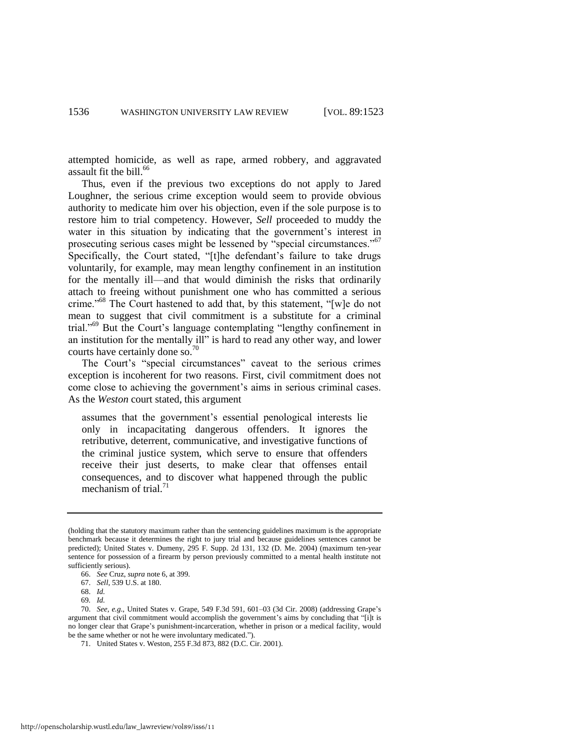attempted homicide, as well as rape, armed robbery, and aggravated assault fit the bill.[66]

Thus, even if the previous two exceptions do not apply to Jared Loughner, the serious crime exception would seem to provide obvious authority to medicate him over his objection, even if the sole purpose is to restore him to trial competency. However, *Sell* proceeded to muddy the water in this situation by indicating that the government's interest in prosecuting serious cases might be lessened by "special circumstances."[67] Specifically, the Court stated, "[t]he defendant's failure to take drugs voluntarily, for example, may mean lengthy confinement in an institution for the mentally ill—and that would diminish the risks that ordinarily attach to freeing without punishment one who has committed a serious crime."[68] The Court hastened to add that, by this statement, "[w]e do not mean to suggest that civil commitment is a substitute for a criminal trial."[69] But the Court's language contemplating "lengthy confinement in an institution for the mentally ill" is hard to read any other way, and lower courts have certainly done so.[70]

The Court's "special circumstances" caveat to the serious crimes exception is incoherent for two reasons. First, civil commitment does not come close to achieving the government's aims in serious criminal cases. As the *Weston* court stated, this argument

> assumes that the government's essential penological interests lie only in incapacitating dangerous offenders. It ignores the retributive, deterrent, communicative, and investigative functions of the criminal justice system, which serve to ensure that offenders receive their just deserts, to make clear that offenses entail consequences, and to discover what happened through the public mechanism of trial.[71]

---

(holding that the statutory maximum rather than the sentencing guidelines maximum is the appropriate benchmark because it determines the right to jury trial and because guidelines sentences cannot be predicted); United States v. Dumeny, 295 F. Supp. 2d 131, 132 (D. Me. 2004) (maximum ten-year sentence for possession of a firearm by person previously committed to a mental health institute not sufficiently serious).

66. *See* Cruz, *supra* note 6, at 399.

67. *Sell*, 539 U.S. at 180.

68. *Id.*

69. *Id.*

70. *See, e.g.*, United States v. Grape, 549 F.3d 591, 601–03 (3d Cir. 2008) (addressing Grape's argument that civil commitment would accomplish the government's aims by concluding that "[i]t is no longer clear that Grape's punishment-incarceration, whether in prison or a medical facility, would be the same whether or not he were involuntary medicated.").

71. United States v. Weston, 255 F.3d 873, 882 (D.C. Cir. 2001).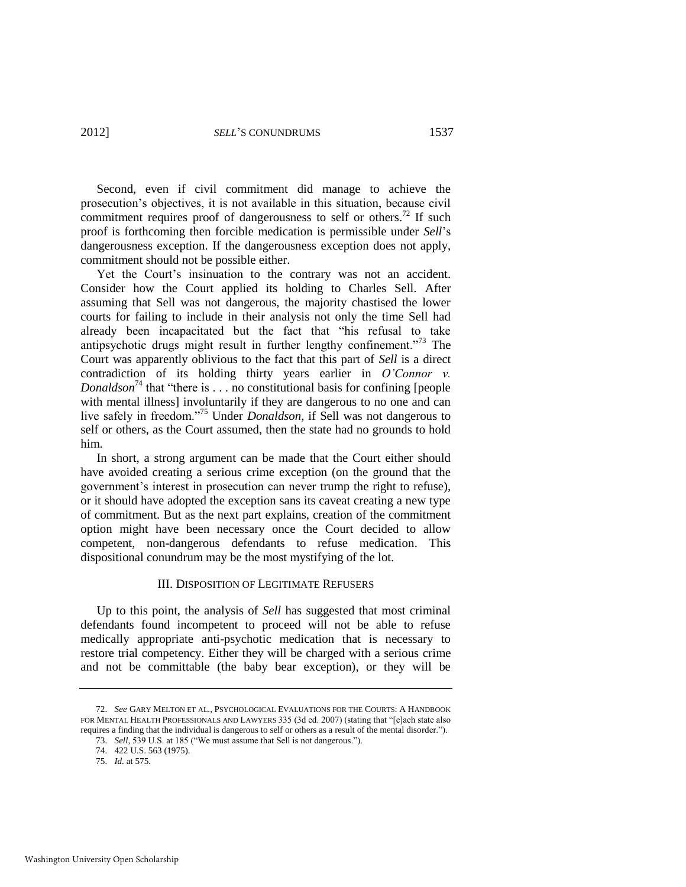Second, even if civil commitment did manage to achieve the prosecution's objectives, it is not available in this situation, because civil commitment requires proof of dangerousness to self or others.[72] If such proof is forthcoming then forcible medication is permissible under *Sell*'s dangerousness exception. If the dangerousness exception does not apply, commitment should not be possible either.

Yet the Court's insinuation to the contrary was not an accident. Consider how the Court applied its holding to Charles Sell. After assuming that Sell was not dangerous, the majority chastised the lower courts for failing to include in their analysis not only the time Sell had already been incapacitated but the fact that "his refusal to take antipsychotic drugs might result in further lengthy confinement."[73] The Court was apparently oblivious to the fact that this part of *Sell* is a direct contradiction of its holding thirty years earlier in *O'Connor v. Donaldson*[74] that "there is . . . no constitutional basis for confining [people with mental illness] involuntarily if they are dangerous to no one and can live safely in freedom."[75] Under *Donaldson*, if Sell was not dangerous to self or others, as the Court assumed, then the state had no grounds to hold him.

In short, a strong argument can be made that the Court either should have avoided creating a serious crime exception (on the ground that the government's interest in prosecution can never trump the right to refuse), or it should have adopted the exception sans its caveat creating a new type of commitment. But as the next part explains, creation of the commitment option might have been necessary once the Court decided to allow competent, non-dangerous defendants to refuse medication. This dispositional conundrum may be the most mystifying of the lot.

## III. Disposition of Legitimate Refusers

Up to this point, the analysis of *Sell* has suggested that most criminal defendants found incompetent to proceed will not be able to refuse medically appropriate anti-psychotic medication that is necessary to restore trial competency. Either they will be charged with a serious crime and not be committable (the baby bear exception), or they will be

---

72. *See* Gary Melton et al., Psychological Evaluations for the Courts: A Handbook for Mental Health Professionals and Lawyers 335 (3d ed. 2007) (stating that "[e]ach state also requires a finding that the individual is dangerous to self or others as a result of the mental disorder.").

73. *Sell*, 539 U.S. at 185 ("We must assume that Sell is not dangerous.").

74. 422 U.S. 563 (1975).

75. *Id.* at 575.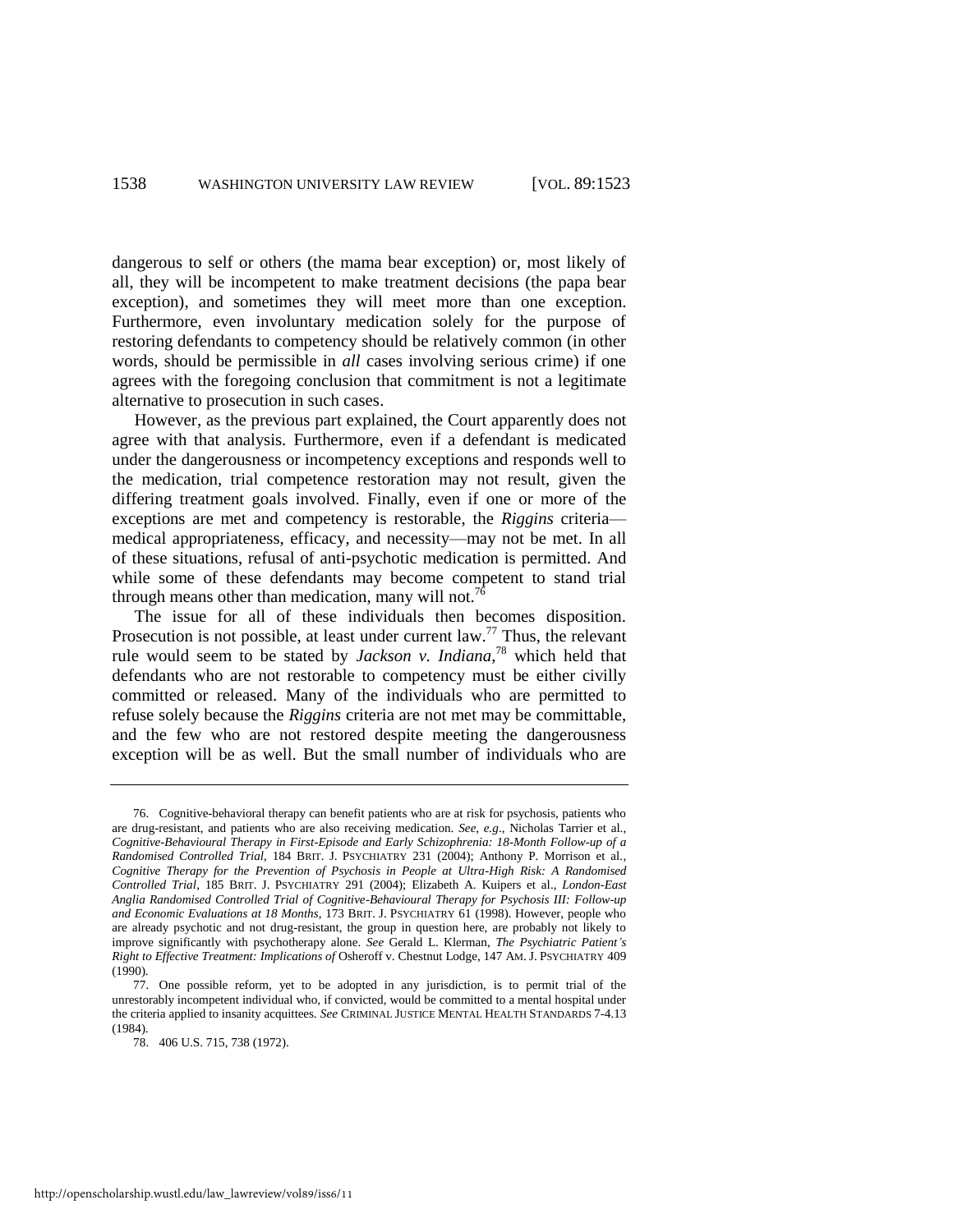dangerous to self or others (the mama bear exception) or, most likely of all, they will be incompetent to make treatment decisions (the papa bear exception), and sometimes they will meet more than one exception. Furthermore, even involuntary medication solely for the purpose of restoring defendants to competency should be relatively common (in other words, should be permissible in *all* cases involving serious crime) if one agrees with the foregoing conclusion that commitment is not a legitimate alternative to prosecution in such cases.

However, as the previous part explained, the Court apparently does not agree with that analysis. Furthermore, even if a defendant is medicated under the dangerousness or incompetency exceptions and responds well to the medication, trial competence restoration may not result, given the differing treatment goals involved. Finally, even if one or more of the exceptions are met and competency is restorable, the *Riggins* criteria—medical appropriateness, efficacy, and necessity—may not be met. In all of these situations, refusal of anti-psychotic medication is permitted. And while some of these defendants may become competent to stand trial through means other than medication, many will not.[76]

The issue for all of these individuals then becomes disposition. Prosecution is not possible, at least under current law.[77] Thus, the relevant rule would seem to be stated by *Jackson v. Indiana*,[78] which held that defendants who are not restorable to competency must be either civilly committed or released. Many of the individuals who are permitted to refuse solely because the *Riggins* criteria are not met may be committable, and the few who are not restored despite meeting the dangerousness exception will be as well. But the small number of individuals who are

---

76. Cognitive-behavioral therapy can benefit patients who are at risk for psychosis, patients who are drug-resistant, and patients who are also receiving medication. *See, e.g.*, Nicholas Tarrier et al., *Cognitive-Behavioural Therapy in First-Episode and Early Schizophrenia: 18-Month Follow-up of a Randomised Controlled Trial*, 184 BRIT. J. PSYCHIATRY 231 (2004); Anthony P. Morrison et al., *Cognitive Therapy for the Prevention of Psychosis in People at Ultra-High Risk: A Randomised Controlled Trial*, 185 BRIT. J. PSYCHIATRY 291 (2004); Elizabeth A. Kuipers et al., *London-East Anglia Randomised Controlled Trial of Cognitive-Behavioural Therapy for Psychosis III: Follow-up and Economic Evaluations at 18 Months*, 173 BRIT. J. PSYCHIATRY 61 (1998). However, people who are already psychotic and not drug-resistant, the group in question here, are probably not likely to improve significantly with psychotherapy alone. *See* Gerald L. Klerman, *The Psychiatric Patient's Right to Effective Treatment: Implications of* Osheroff v. Chestnut Lodge, 147 AM. J. PSYCHIATRY 409 (1990).

77. One possible reform, yet to be adopted in any jurisdiction, is to permit trial of the unrestorably incompetent individual who, if convicted, would be committed to a mental hospital under the criteria applied to insanity acquittees. *See* CRIMINAL JUSTICE MENTAL HEALTH STANDARDS 7-4.13 (1984).

78. 406 U.S. 715, 738 (1972).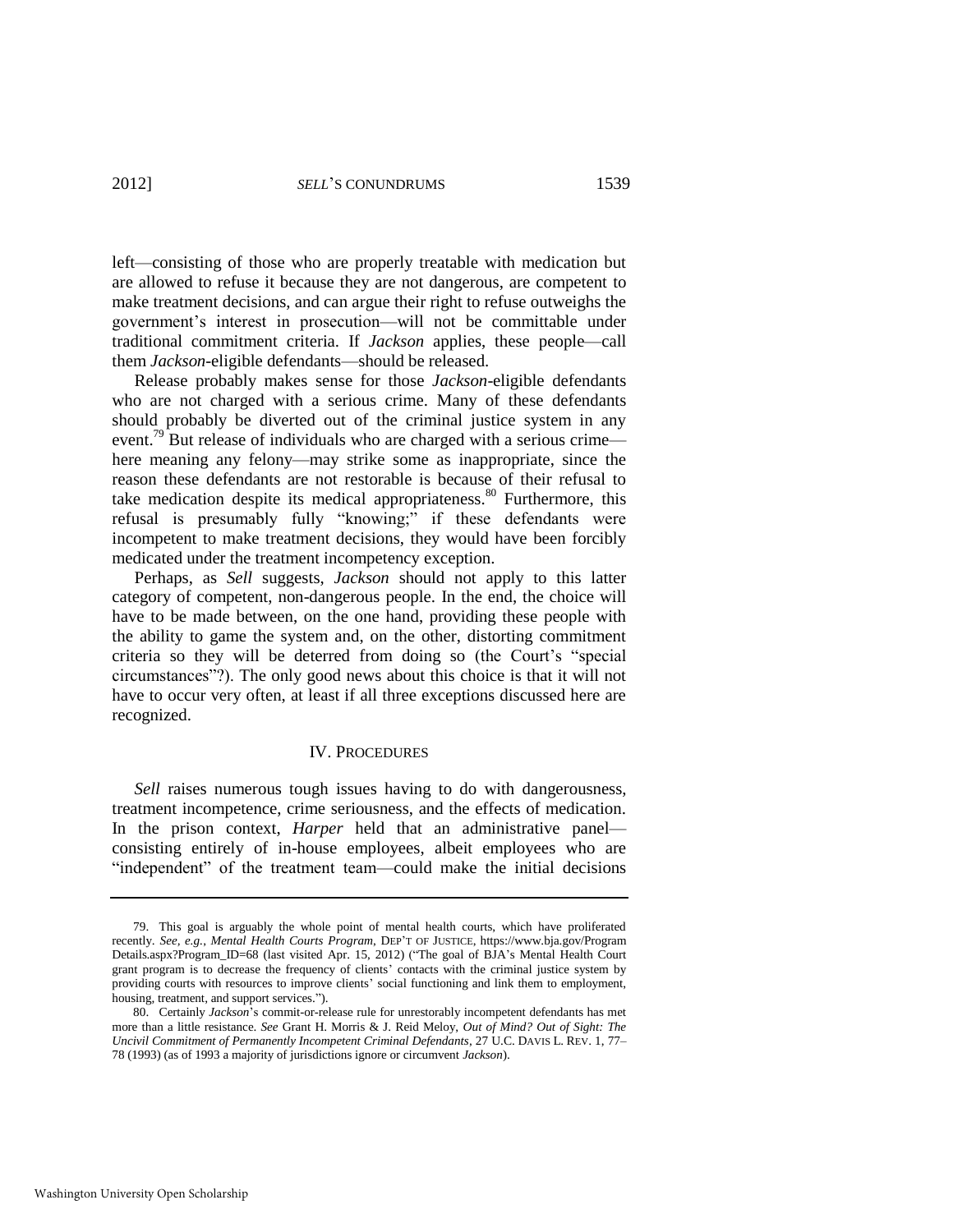left—consisting of those who are properly treatable with medication but are allowed to refuse it because they are not dangerous, are competent to make treatment decisions, and can argue their right to refuse outweighs the government's interest in prosecution—will not be committable under traditional commitment criteria. If *Jackson* applies, these people—call them *Jackson*-eligible defendants—should be released.

Release probably makes sense for those *Jackson*-eligible defendants who are not charged with a serious crime. Many of these defendants should probably be diverted out of the criminal justice system in any event.[79] But release of individuals who are charged with a serious crime—here meaning any felony—may strike some as inappropriate, since the reason these defendants are not restorable is because of their refusal to take medication despite its medical appropriateness.[80] Furthermore, this refusal is presumably fully "knowing;" if these defendants were incompetent to make treatment decisions, they would have been forcibly medicated under the treatment incompetency exception.

Perhaps, as *Sell* suggests, *Jackson* should not apply to this latter category of competent, non-dangerous people. In the end, the choice will have to be made between, on the one hand, providing these people with the ability to game the system and, on the other, distorting commitment criteria so they will be deterred from doing so (the Court's "special circumstances"?). The only good news about this choice is that it will not have to occur very often, at least if all three exceptions discussed here are recognized.

## IV. PROCEDURES

*Sell* raises numerous tough issues having to do with dangerousness, treatment incompetence, crime seriousness, and the effects of medication. In the prison context, *Harper* held that an administrative panel—consisting entirely of in-house employees, albeit employees who are "independent" of the treatment team—could make the initial decisions

---

79. This goal is arguably the whole point of mental health courts, which have proliferated recently. *See, e.g.*, *Mental Health Courts Program*, DEP'T OF JUSTICE, https://www.bja.gov/ProgramDetails.aspx?Program_ID=68 (last visited Apr. 15, 2012) ("The goal of BJA's Mental Health Court grant program is to decrease the frequency of clients' contacts with the criminal justice system by providing courts with resources to improve clients' social functioning and link them to employment, housing, treatment, and support services.").

80. Certainly *Jackson*'s commit-or-release rule for unrestorably incompetent defendants has met more than a little resistance. *See* Grant H. Morris & J. Reid Meloy, *Out of Mind? Out of Sight: The Uncivil Commitment of Permanently Incompetent Criminal Defendants*, 27 U.C. DAVIS L. REV. 1, 77–78 (1993) (as of 1993 a majority of jurisdictions ignore or circumvent *Jackson*).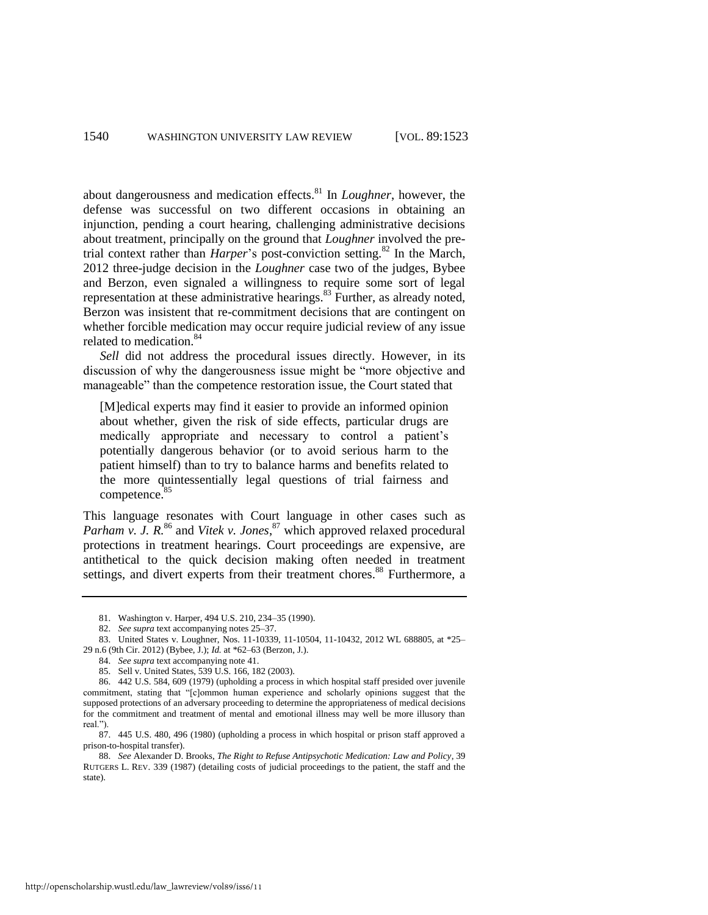about dangerousness and medication effects.[81] In *Loughner*, however, the defense was successful on two different occasions in obtaining an injunction, pending a court hearing, challenging administrative decisions about treatment, principally on the ground that *Loughner* involved the pre-trial context rather than *Harper*'s post-conviction setting.[82] In the March, 2012 three-judge decision in the *Loughner* case two of the judges, Bybee and Berzon, even signaled a willingness to require some sort of legal representation at these administrative hearings.[83] Further, as already noted, Berzon was insistent that re-commitment decisions that are contingent on whether forcible medication may occur require judicial review of any issue related to medication.[84]

*Sell* did not address the procedural issues directly. However, in its discussion of why the dangerousness issue might be "more objective and manageable" than the competence restoration issue, the Court stated that

> [M]edical experts may find it easier to provide an informed opinion about whether, given the risk of side effects, particular drugs are medically appropriate and necessary to control a patient's potentially dangerous behavior (or to avoid serious harm to the patient himself) than to try to balance harms and benefits related to the more quintessentially legal questions of trial fairness and competence.[85]

This language resonates with Court language in other cases such as *Parham v. J. R.*[86] and *Vitek v. Jones*,[87] which approved relaxed procedural protections in treatment hearings. Court proceedings are expensive, are antithetical to the quick decision making often needed in treatment settings, and divert experts from their treatment chores.[88] Furthermore, a

---

81. Washington v. Harper, 494 U.S. 210, 234–35 (1990).

82. *See supra* text accompanying notes 25–37.

83. United States v. Loughner, Nos. 11-10339, 11-10504, 11-10432, 2012 WL 688805, at \*25–29 n.6 (9th Cir. 2012) (Bybee, J.); *Id.* at \*62–63 (Berzon, J.).

84. *See supra* text accompanying note 41.

85. Sell v. United States, 539 U.S. 166, 182 (2003).

86. 442 U.S. 584, 609 (1979) (upholding a process in which hospital staff presided over juvenile commitment, stating that "[c]ommon human experience and scholarly opinions suggest that the supposed protections of an adversary proceeding to determine the appropriateness of medical decisions for the commitment and treatment of mental and emotional illness may well be more illusory than real.").

87. 445 U.S. 480, 496 (1980) (upholding a process in which hospital or prison staff approved a prison-to-hospital transfer).

88. *See* Alexander D. Brooks, *The Right to Refuse Antipsychotic Medication: Law and Policy*, 39 RUTGERS L. REV. 339 (1987) (detailing costs of judicial proceedings to the patient, the staff and the state).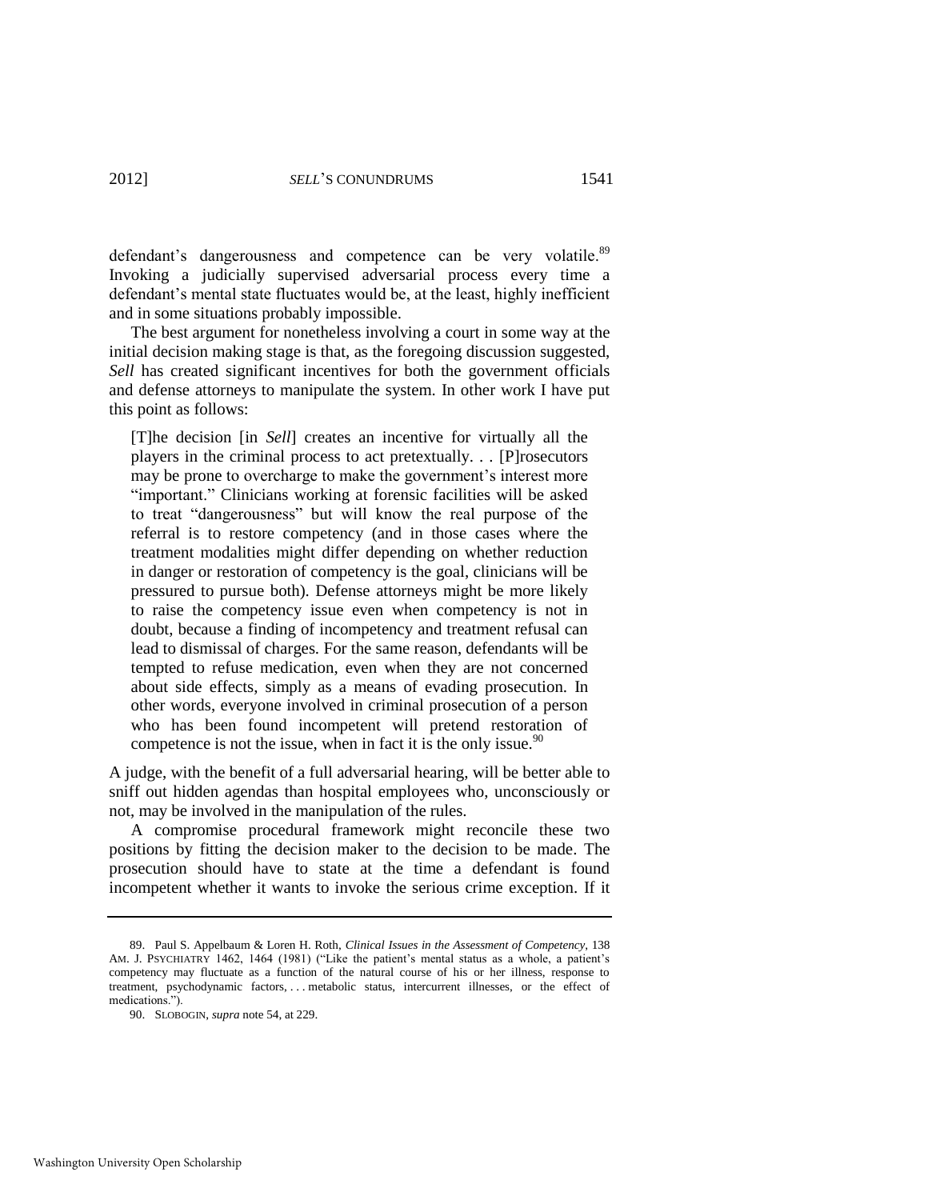defendant's dangerousness and competence can be very volatile.[89] Invoking a judicially supervised adversarial process every time a defendant's mental state fluctuates would be, at the least, highly inefficient and in some situations probably impossible.

The best argument for nonetheless involving a court in some way at the initial decision making stage is that, as the foregoing discussion suggested, *Sell* has created significant incentives for both the government officials and defense attorneys to manipulate the system. In other work I have put this point as follows:

> [T]he decision [in *Sell*] creates an incentive for virtually all the players in the criminal process to act pretextually. . . [P]rosecutors may be prone to overcharge to make the government's interest more "important." Clinicians working at forensic facilities will be asked to treat "dangerousness" but will know the real purpose of the referral is to restore competency (and in those cases where the treatment modalities might differ depending on whether reduction in danger or restoration of competency is the goal, clinicians will be pressured to pursue both). Defense attorneys might be more likely to raise the competency issue even when competency is not in doubt, because a finding of incompetency and treatment refusal can lead to dismissal of charges. For the same reason, defendants will be tempted to refuse medication, even when they are not concerned about side effects, simply as a means of evading prosecution. In other words, everyone involved in criminal prosecution of a person who has been found incompetent will pretend restoration of competence is not the issue, when in fact it is the only issue.[90]

A judge, with the benefit of a full adversarial hearing, will be better able to sniff out hidden agendas than hospital employees who, unconsciously or not, may be involved in the manipulation of the rules.

A compromise procedural framework might reconcile these two positions by fitting the decision maker to the decision to be made. The prosecution should have to state at the time a defendant is found incompetent whether it wants to invoke the serious crime exception. If it

---

89. Paul S. Appelbaum & Loren H. Roth, *Clinical Issues in the Assessment of Competency*, 138 AM. J. PSYCHIATRY 1462, 1464 (1981) ("Like the patient's mental status as a whole, a patient's competency may fluctuate as a function of the natural course of his or her illness, response to treatment, psychodynamic factors, . . . metabolic status, intercurrent illnesses, or the effect of medications.").

90. SLOBOGIN, *supra* note 54, at 229.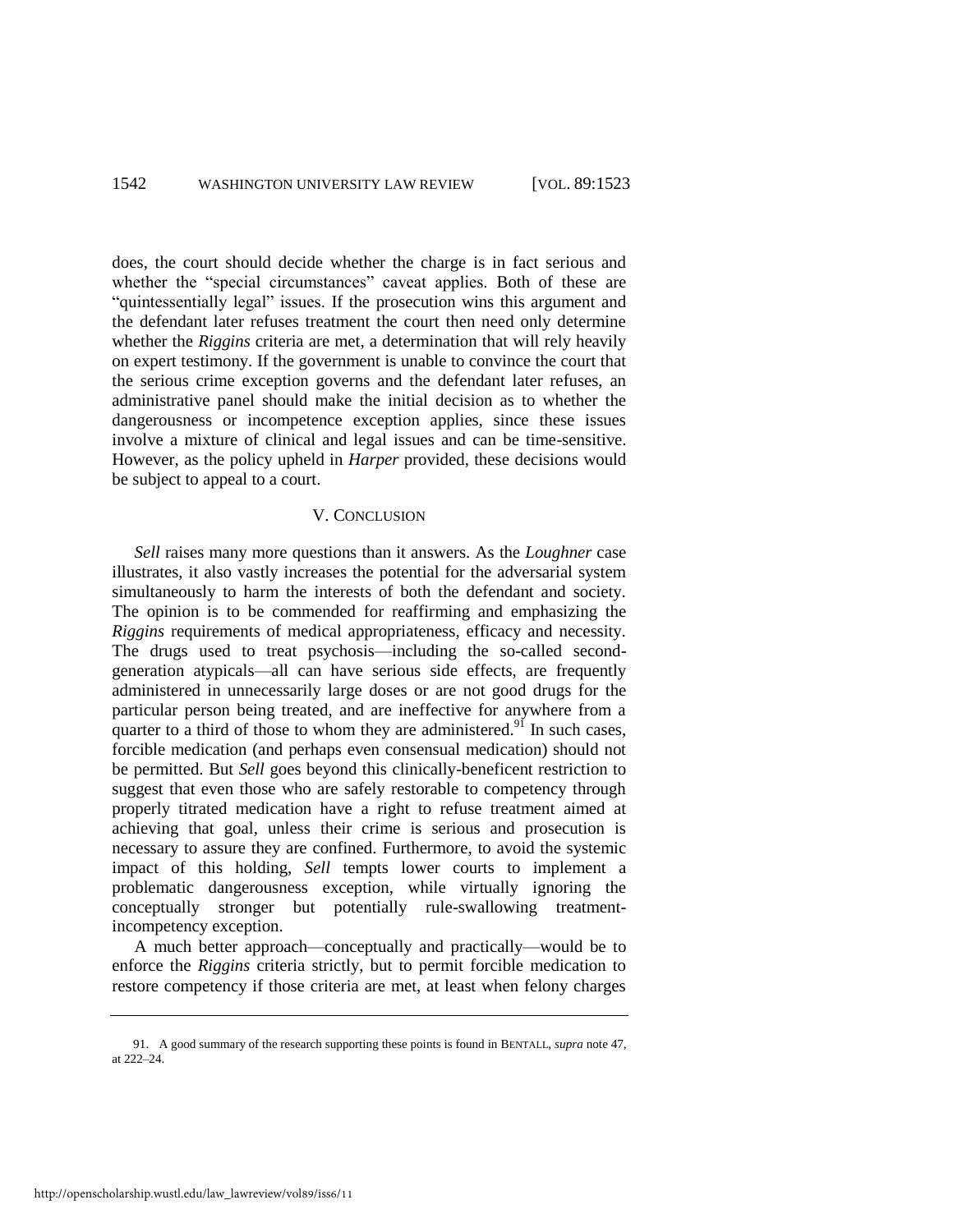does, the court should decide whether the charge is in fact serious and whether the "special circumstances" caveat applies. Both of these are "quintessentially legal" issues. If the prosecution wins this argument and the defendant later refuses treatment the court then need only determine whether the *Riggins* criteria are met, a determination that will rely heavily on expert testimony. If the government is unable to convince the court that the serious crime exception governs and the defendant later refuses, an administrative panel should make the initial decision as to whether the dangerousness or incompetence exception applies, since these issues involve a mixture of clinical and legal issues and can be time-sensitive. However, as the policy upheld in *Harper* provided, these decisions would be subject to appeal to a court.

## V. CONCLUSION

*Sell* raises many more questions than it answers. As the *Loughner* case illustrates, it also vastly increases the potential for the adversarial system simultaneously to harm the interests of both the defendant and society. The opinion is to be commended for reaffirming and emphasizing the *Riggins* requirements of medical appropriateness, efficacy and necessity. The drugs used to treat psychosis—including the so-called second-generation atypicals—all can have serious side effects, are frequently administered in unnecessarily large doses or are not good drugs for the particular person being treated, and are ineffective for anywhere from a quarter to a third of those to whom they are administered.[91] In such cases, forcible medication (and perhaps even consensual medication) should not be permitted. But *Sell* goes beyond this clinically-beneficent restriction to suggest that even those who are safely restorable to competency through properly titrated medication have a right to refuse treatment aimed at achieving that goal, unless their crime is serious and prosecution is necessary to assure they are confined. Furthermore, to avoid the systemic impact of this holding, *Sell* tempts lower courts to implement a problematic dangerousness exception, while virtually ignoring the conceptually stronger but potentially rule-swallowing treatment-incompetency exception.

A much better approach—conceptually and practically—would be to enforce the *Riggins* criteria strictly, but to permit forcible medication to restore competency if those criteria are met, at least when felony charges

91. A good summary of the research supporting these points is found in BENTALL, *supra* note 47, at 222–24.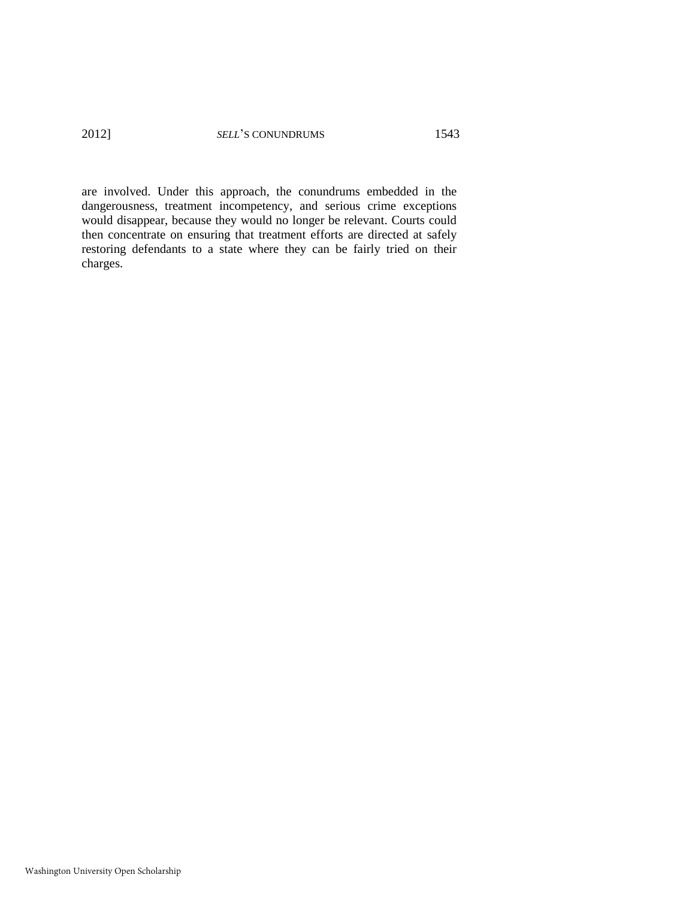are involved. Under this approach, the conundrums embedded in the dangerousness, treatment incompetency, and serious crime exceptions would disappear, because they would no longer be relevant. Courts could then concentrate on ensuring that treatment efforts are directed at safely restoring defendants to a state where they can be fairly tried on their charges.